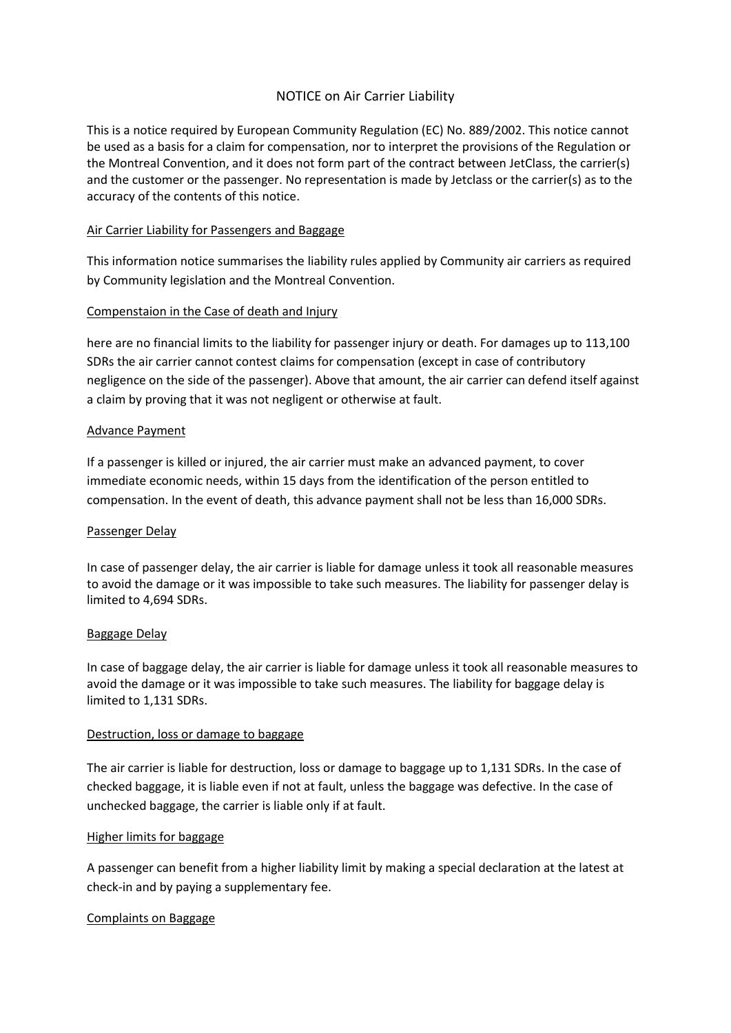# NOTICE on Air Carrier Liability

This is a notice required by European Community Regulation (EC) No. 889/2002. This notice cannot be used as a basis for a claim for compensation, nor to interpret the provisions of the Regulation or the Montreal Convention, and it does not form part of the contract between JetClass, the carrier(s) and the customer or the passenger. No representation is made by Jetclass or the carrier(s) as to the accuracy of the contents of this notice.

## Air Carrier Liability for Passengers and Baggage

This information notice summarises the liability rules applied by Community air carriers as required by Community legislation and the Montreal Convention.

## Compenstaion in the Case of death and Injury

here are no financial limits to the liability for passenger injury or death. For damages up to 113,100 SDRs the air carrier cannot contest claims for compensation (except in case of contributory negligence on the side of the passenger). Above that amount, the air carrier can defend itself against a claim by proving that it was not negligent or otherwise at fault.

## Advance Payment

If a passenger is killed or injured, the air carrier must make an advanced payment, to cover immediate economic needs, within 15 days from the identification of the person entitled to compensation. In the event of death, this advance payment shall not be less than 16,000 SDRs.

## Passenger Delay

In case of passenger delay, the air carrier is liable for damage unless it took all reasonable measures to avoid the damage or it was impossible to take such measures. The liability for passenger delay is limited to 4,694 SDRs.

## Baggage Delay

In case of baggage delay, the air carrier is liable for damage unless it took all reasonable measures to avoid the damage or it was impossible to take such measures. The liability for baggage delay is limited to 1,131 SDRs.

## Destruction, loss or damage to baggage

The air carrier is liable for destruction, loss or damage to baggage up to 1,131 SDRs. In the case of checked baggage, it is liable even if not at fault, unless the baggage was defective. In the case of unchecked baggage, the carrier is liable only if at fault.

## Higher limits for baggage

A passenger can benefit from a higher liability limit by making a special declaration at the latest at check-in and by paying a supplementary fee.

## Complaints on Baggage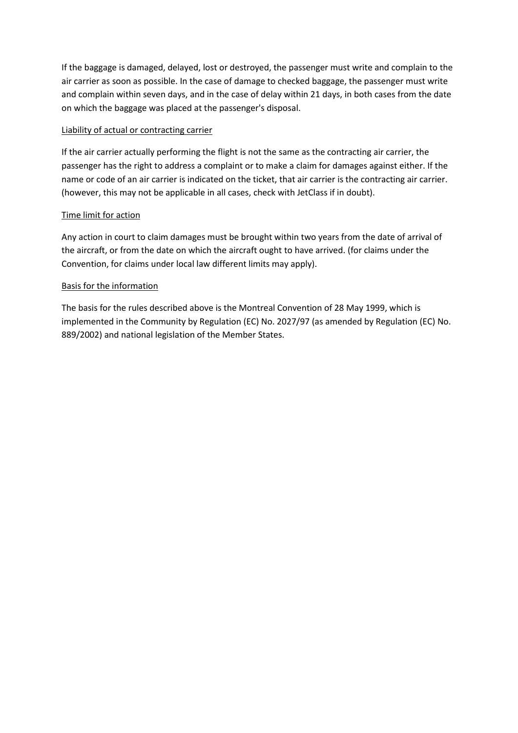If the baggage is damaged, delayed, lost or destroyed, the passenger must write and complain to the air carrier as soon as possible. In the case of damage to checked baggage, the passenger must write and complain within seven days, and in the case of delay within 21 days, in both cases from the date on which the baggage was placed at the passenger's disposal.

### Liability of actual or contracting carrier

If the air carrier actually performing the flight is not the same as the contracting air carrier, the passenger has the right to address a complaint or to make a claim for damages against either. If the name or code of an air carrier is indicated on the ticket, that air carrier is the contracting air carrier. (however, this may not be applicable in all cases, check with JetClass if in doubt).

### Time limit for action

Any action in court to claim damages must be brought within two years from the date of arrival of the aircraft, or from the date on which the aircraft ought to have arrived. (for claims under the Convention, for claims under local law different limits may apply).

### Basis for the information

The basis for the rules described above is the Montreal Convention of 28 May 1999, which is implemented in the Community by Regulation (EC) No. 2027/97 (as amended by Regulation (EC) No. 889/2002) and national legislation of the Member States.